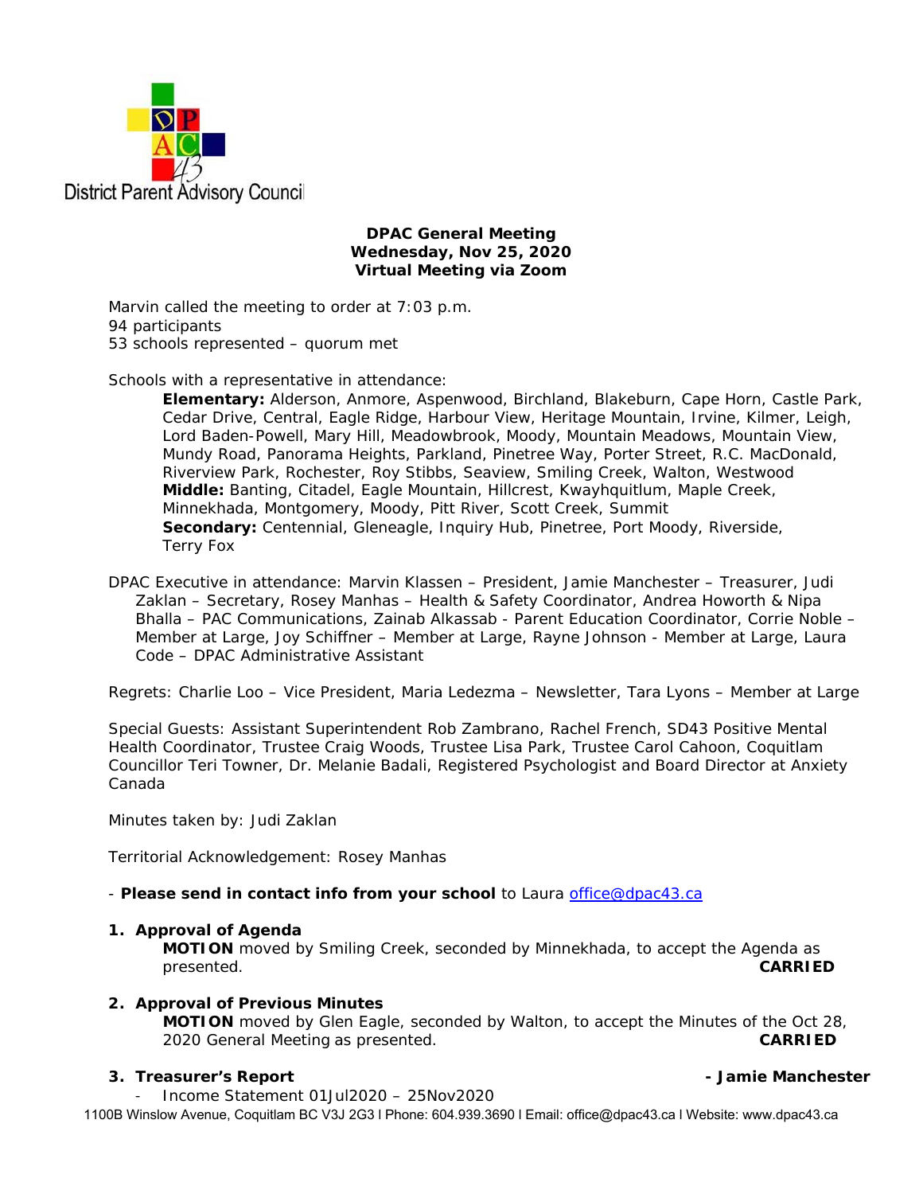District Parent Advisory Council

**DPAC General Meeting**
**Wednesday, Nov 25, 2020**
**Virtual Meeting via Zoom**

Marvin called the meeting to order at 7:03 p.m.
94 participants
53 schools represented – quorum met

Schools with a representative in attendance:

**Elementary:** Alderson, Anmore, Aspenwood, Birchland, Blakeburn, Cape Horn, Castle Park, Cedar Drive, Central, Eagle Ridge, Harbour View, Heritage Mountain, Irvine, Kilmer, Leigh, Lord Baden-Powell, Mary Hill, Meadowbrook, Moody, Mountain Meadows, Mountain View, Mundy Road, Panorama Heights, Parkland, Pinetree Way, Porter Street, R.C. MacDonald, Riverview Park, Rochester, Roy Stibbs, Seaview, Smiling Creek, Walton, Westwood
**Middle:** Banting, Citadel, Eagle Mountain, Hillcrest, Kwayhquitlum, Maple Creek, Minnekhada, Montgomery, Moody, Pitt River, Scott Creek, Summit
**Secondary:** Centennial, Gleneagle, Inquiry Hub, Pinetree, Port Moody, Riverside, Terry Fox

DPAC Executive in attendance: Marvin Klassen – President, Jamie Manchester – Treasurer, Judi Zaklan – Secretary, Rosey Manhas – Health & Safety Coordinator, Andrea Howorth & Nipa Bhalla – PAC Communications, Zainab Alkassab - Parent Education Coordinator, Corrie Noble – Member at Large, Joy Schiffner – Member at Large, Rayne Johnson - Member at Large, Laura Code – DPAC Administrative Assistant

Regrets: Charlie Loo – Vice President, Maria Ledezma – Newsletter, Tara Lyons – Member at Large

Special Guests: Assistant Superintendent Rob Zambrano, Rachel French, SD43 Positive Mental Health Coordinator, Trustee Craig Woods, Trustee Lisa Park, Trustee Carol Cahoon, Coquitlam Councillor Teri Towner, Dr. Melanie Badali, Registered Psychologist and Board Director at Anxiety Canada

Minutes taken by: Judi Zaklan

Territorial Acknowledgement: Rosey Manhas

- **Please send in contact info from your school** to Laura office@dpac43.ca

1. **Approval of Agenda**
   **MOTION** moved by Smiling Creek, seconded by Minnekhada, to accept the Agenda as presented. **CARRIED**

2. **Approval of Previous Minutes**
   **MOTION** moved by Glen Eagle, seconded by Walton, to accept the Minutes of the Oct 28, 2020 General Meeting as presented. **CARRIED**

3. **Treasurer's Report** **- Jamie Manchester**
   - Income Statement 01Jul2020 – 25Nov2020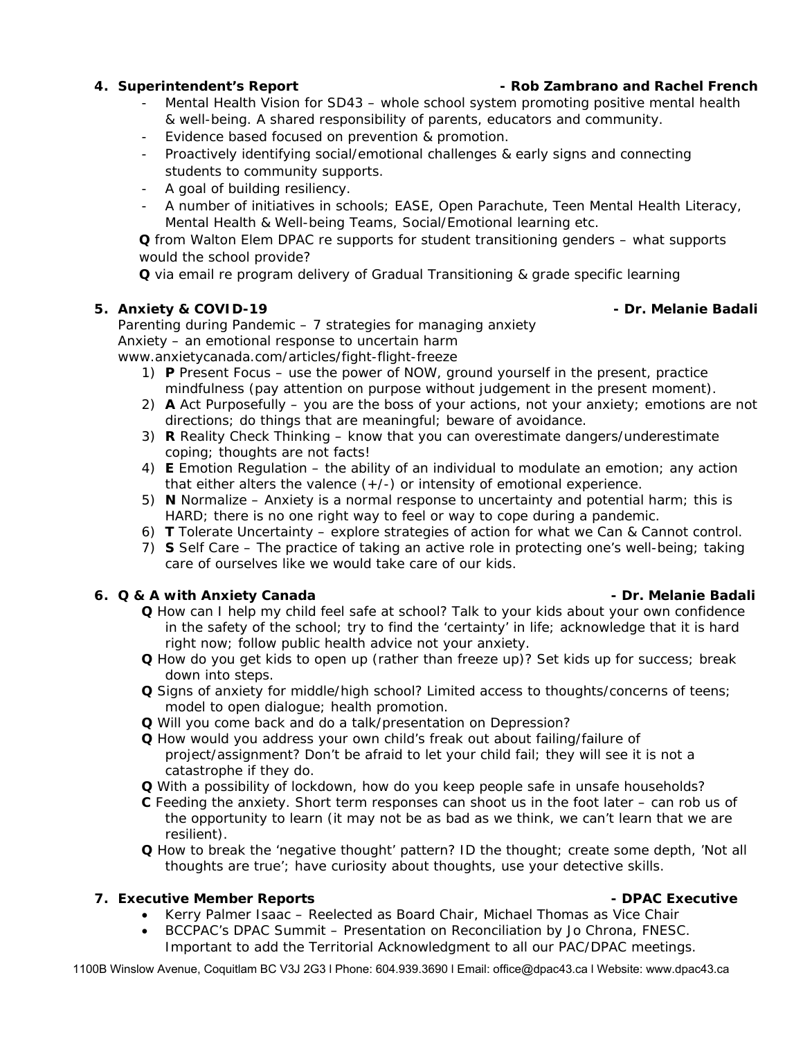## 4. Superintendent's Report - Rob Zambrano and Rachel French

- Mental Health Vision for SD43 – whole school system promoting positive mental health & well-being. A shared responsibility of parents, educators and community.
- Evidence based focused on prevention & promotion.
- Proactively identifying social/emotional challenges & early signs and connecting students to community supports.
- A goal of building resiliency.
- A number of initiatives in schools; EASE, Open Parachute, Teen Mental Health Literacy, Mental Health & Well-being Teams, Social/Emotional learning etc.

**Q** from Walton Elem DPAC re supports for student transitioning genders – what supports would the school provide?

**Q** via email re program delivery of Gradual Transitioning & grade specific learning

## 5. Anxiety & COVID-19 - Dr. Melanie Badali

*Parenting during Pandemic – 7 strategies for managing anxiety*
*Anxiety – an emotional response to uncertain harm*
*www.anxietycanada.com/articles/fight-flight-freeze*

1) **P** Present Focus – use the power of NOW, ground yourself in the present, practice mindfulness (pay attention on purpose without judgement in the present moment).
2) **A** Act Purposefully – you are the boss of your actions, not your anxiety; emotions are not directions; do things that are meaningful; beware of avoidance.
3) **R** Reality Check Thinking – know that you can overestimate dangers/underestimate coping; thoughts are not facts!
4) **E** Emotion Regulation – the ability of an individual to modulate an emotion; any action that either alters the valence (+/-) or intensity of emotional experience.
5) **N** Normalize – Anxiety is a normal response to uncertainty and potential harm; this is HARD; there is no one right way to feel or way to cope during a pandemic.
6) **T** Tolerate Uncertainty – explore strategies of action for what we Can & Cannot control.
7) **S** Self Care – The practice of taking an active role in protecting one's well-being; taking care of ourselves like we would take care of our kids.

## 6. Q & A with Anxiety Canada - Dr. Melanie Badali

**Q** How can I help my child feel safe at school? Talk to your kids about your own confidence in the safety of the school; try to find the 'certainty' in life; acknowledge that it is hard right now; follow public health advice not your anxiety.

**Q** How do you get kids to open up (rather than freeze up)? Set kids up for success; break down into steps.

**Q** Signs of anxiety for middle/high school? Limited access to thoughts/concerns of teens; model to open dialogue; health promotion.

**Q** Will you come back and do a talk/presentation on Depression?

**Q** How would you address your own child's freak out about failing/failure of project/assignment? Don't be afraid to let your child fail; they will see it is not a catastrophe if they do.

**Q** With a possibility of lockdown, how do you keep people safe in unsafe households?

**C** Feeding the anxiety. Short term responses can shoot us in the foot later – can rob us of the opportunity to learn (it may not be as bad as we think, we can't learn that we are resilient).

**Q** How to break the 'negative thought' pattern? ID the thought; create some depth, 'Not all thoughts are true'; have curiosity about thoughts, use your detective skills.

## 7. Executive Member Reports - DPAC Executive

- Kerry Palmer Isaac – Reelected as Board Chair, Michael Thomas as Vice Chair
- BCCPAC's DPAC Summit – Presentation on Reconciliation by Jo Chrona, FNESC. Important to add the Territorial Acknowledgment to all our PAC/DPAC meetings.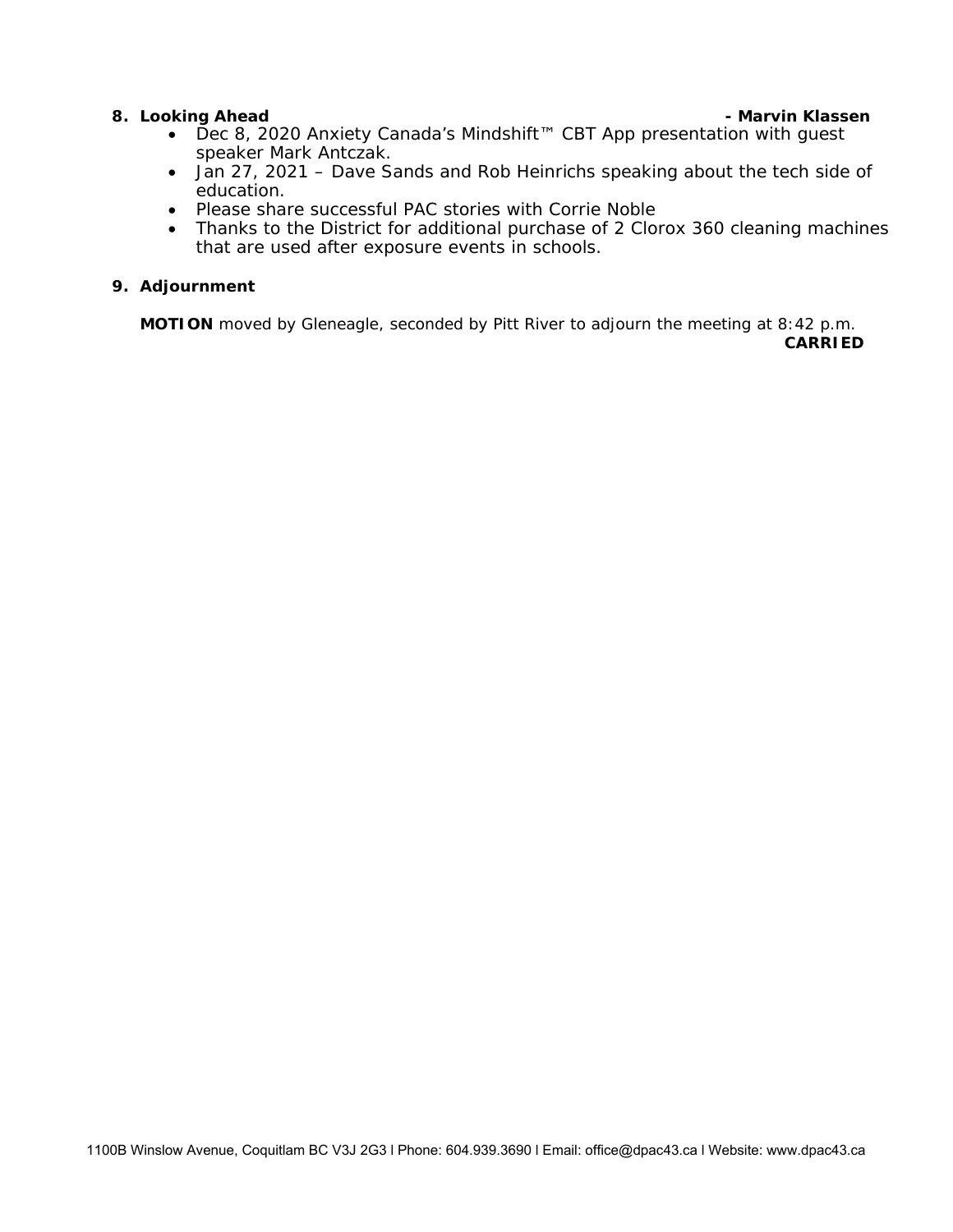**8. Looking Ahead** **- Marvin Klassen**

- Dec 8, 2020 Anxiety Canada's Mindshift™ CBT App presentation with guest speaker Mark Antczak.
- Jan 27, 2021 – Dave Sands and Rob Heinrichs speaking about the tech side of education.
- Please share successful PAC stories with Corrie Noble
- Thanks to the District for additional purchase of 2 Clorox 360 cleaning machines that are used after exposure events in schools.

**9. Adjournment**

**MOTION** moved by Gleneagle, seconded by Pitt River to adjourn the meeting at 8:42 p.m.
**CARRIED**

1100B Winslow Avenue, Coquitlam BC V3J 2G3 I Phone: 604.939.3690 I Email: office@dpac43.ca I Website: www.dpac43.ca